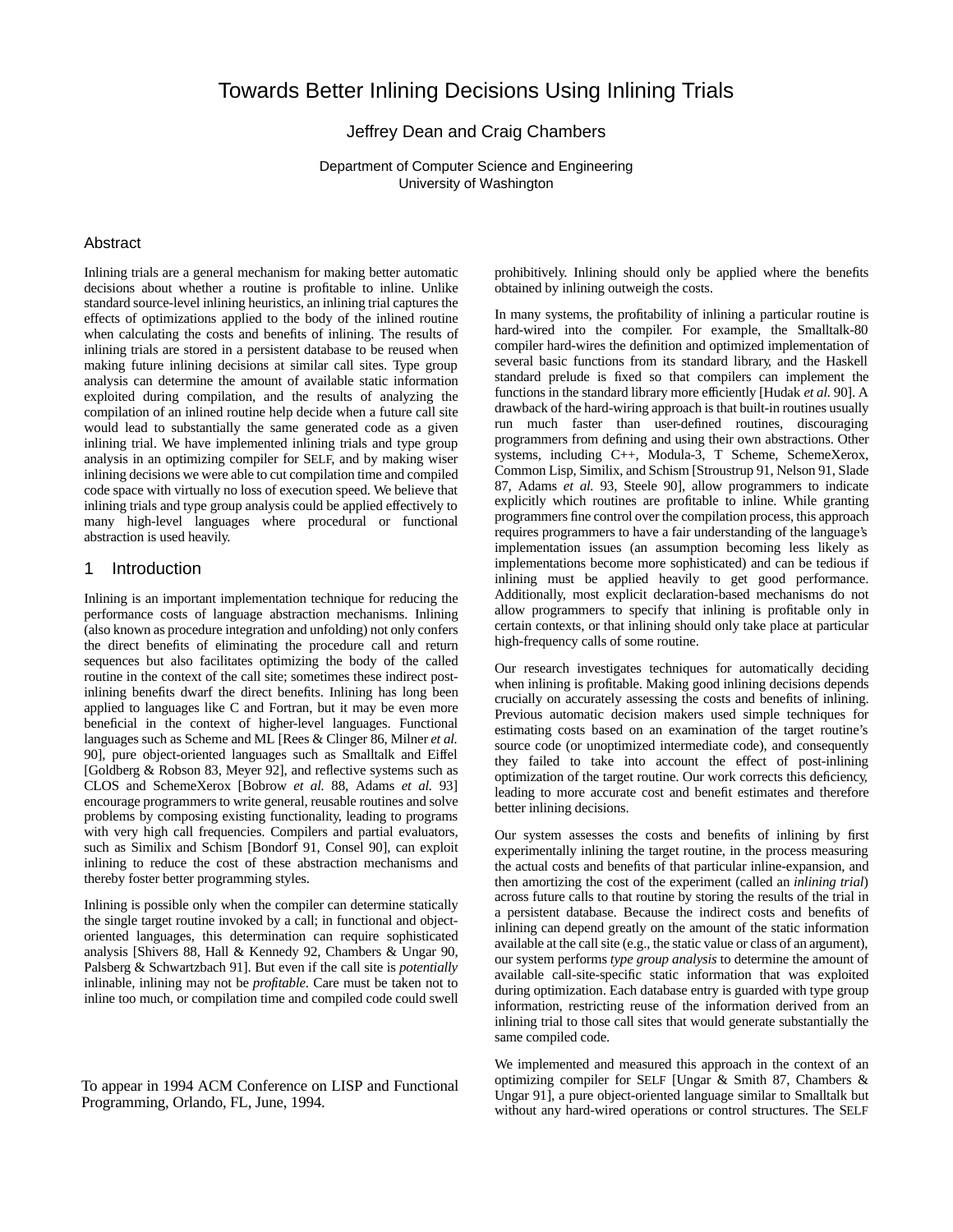# Towards Better Inlining Decisions Using Inlining Trials

Jeffrey Dean and Craig Chambers

Department of Computer Science and Engineering
University of Washington

## Abstract

Inlining trials are a general mechanism for making better automatic decisions about whether a routine is profitable to inline. Unlike standard source-level inlining heuristics, an inlining trial captures the effects of optimizations applied to the body of the inlined routine when calculating the costs and benefits of inlining. The results of inlining trials are stored in a persistent database to be reused when making future inlining decisions at similar call sites. Type group analysis can determine the amount of available static information exploited during compilation, and the results of analyzing the compilation of an inlined routine help decide when a future call site would lead to substantially the same generated code as a given inlining trial. We have implemented inlining trials and type group analysis in an optimizing compiler for SELF, and by making wiser inlining decisions we were able to cut compilation time and compiled code space with virtually no loss of execution speed. We believe that inlining trials and type group analysis could be applied effectively to many high-level languages where procedural or functional abstraction is used heavily.

## 1 Introduction

Inlining is an important implementation technique for reducing the performance costs of language abstraction mechanisms. Inlining (also known as procedure integration and unfolding) not only confers the direct benefits of eliminating the procedure call and return sequences but also facilitates optimizing the body of the called routine in the context of the call site; sometimes these indirect post-inlining benefits dwarf the direct benefits. Inlining has long been applied to languages like C and Fortran, but it may be even more beneficial in the context of higher-level languages. Functional languages such as Scheme and ML [Rees & Clinger 86, Milner *et al.* 90], pure object-oriented languages such as Smalltalk and Eiffel [Goldberg & Robson 83, Meyer 92], and reflective systems such as CLOS and SchemeXerox [Bobrow *et al.* 88, Adams *et al.* 93] encourage programmers to write general, reusable routines and solve problems by composing existing functionality, leading to programs with very high call frequencies. Compilers and partial evaluators, such as Similix and Schism [Bondorf 91, Consel 90], can exploit inlining to reduce the cost of these abstraction mechanisms and thereby foster better programming styles.

Inlining is possible only when the compiler can determine statically the single target routine invoked by a call; in functional and object-oriented languages, this determination can require sophisticated analysis [Shivers 88, Hall & Kennedy 92, Chambers & Ungar 90, Palsberg & Schwartzbach 91]. But even if the call site is *potentially* inlinable, inlining may not be *profitable*. Care must be taken not to inline too much, or compilation time and compiled code could swell prohibitively. Inlining should only be applied where the benefits obtained by inlining outweigh the costs.

In many systems, the profitability of inlining a particular routine is hard-wired into the compiler. For example, the Smalltalk-80 compiler hard-wires the definition and optimized implementation of several basic functions from its standard library, and the Haskell standard prelude is fixed so that compilers can implement the functions in the standard library more efficiently [Hudak *et al.* 90]. A drawback of the hard-wiring approach is that built-in routines usually run much faster than user-defined routines, discouraging programmers from defining and using their own abstractions. Other systems, including C++, Modula-3, T Scheme, SchemeXerox, Common Lisp, Similix, and Schism [Stroustrup 91, Nelson 91, Slade 87, Adams *et al.* 93, Steele 90], allow programmers to indicate explicitly which routines are profitable to inline. While granting programmers fine control over the compilation process, this approach requires programmers to have a fair understanding of the language's implementation issues (an assumption becoming less likely as implementations become more sophisticated) and can be tedious if inlining must be applied heavily to get good performance. Additionally, most explicit declaration-based mechanisms do not allow programmers to specify that inlining is profitable only in certain contexts, or that inlining should only take place at particular high-frequency calls of some routine.

Our research investigates techniques for automatically deciding when inlining is profitable. Making good inlining decisions depends crucially on accurately assessing the costs and benefits of inlining. Previous automatic decision makers used simple techniques for estimating costs based on an examination of the target routine's source code (or unoptimized intermediate code), and consequently they failed to take into account the effect of post-inlining optimization of the target routine. Our work corrects this deficiency, leading to more accurate cost and benefit estimates and therefore better inlining decisions.

Our system assesses the costs and benefits of inlining by first experimentally inlining the target routine, in the process measuring the actual costs and benefits of that particular inline-expansion, and then amortizing the cost of the experiment (called an *inlining trial*) across future calls to that routine by storing the results of the trial in a persistent database. Because the indirect costs and benefits of inlining can depend greatly on the amount of the static information available at the call site (e.g., the static value or class of an argument), our system performs *type group analysis* to determine the amount of available call-site-specific static information that was exploited during optimization. Each database entry is guarded with type group information, restricting reuse of the information derived from an inlining trial to those call sites that would generate substantially the same compiled code.

We implemented and measured this approach in the context of an optimizing compiler for SELF [Ungar & Smith 87, Chambers & Ungar 91], a pure object-oriented language similar to Smalltalk but without any hard-wired operations or control structures. The SELF

To appear in 1994 ACM Conference on LISP and Functional Programming, Orlando, FL, June, 1994.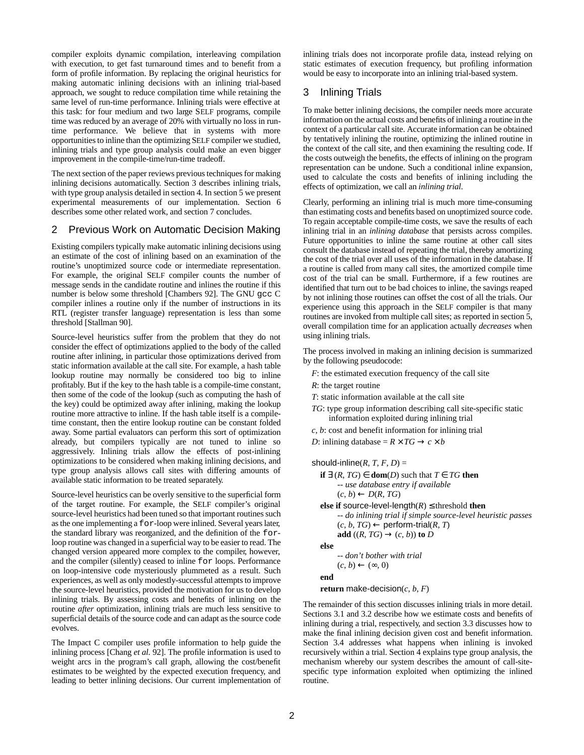compiler exploits dynamic compilation, interleaving compilation with execution, to get fast turnaround times and to benefit from a form of profile information. By replacing the original heuristics for making automatic inlining decisions with an inlining trial-based approach, we sought to reduce compilation time while retaining the same level of run-time performance. Inlining trials were effective at this task: for four medium and two large SELF programs, compile time was reduced by an average of 20% with virtually no loss in run-time performance. We believe that in systems with more opportunities to inline than the optimizing SELF compiler we studied, inlining trials and type group analysis could make an even bigger improvement in the compile-time/run-time tradeoff.

The next section of the paper reviews previous techniques for making inlining decisions automatically. Section 3 describes inlining trials, with type group analysis detailed in section 4. In section 5 we present experimental measurements of our implementation. Section 6 describes some other related work, and section 7 concludes.

## 2 Previous Work on Automatic Decision Making

Existing compilers typically make automatic inlining decisions using an estimate of the cost of inlining based on an examination of the routine's unoptimized source code or intermediate representation. For example, the original SELF compiler counts the number of message sends in the candidate routine and inlines the routine if this number is below some threshold [Chambers 92]. The GNU `gcc` C compiler inlines a routine only if the number of instructions in its RTL (register transfer language) representation is less than some threshold [Stallman 90].

Source-level heuristics suffer from the problem that they do not consider the effect of optimizations applied to the body of the called routine after inlining, in particular those optimizations derived from static information available at the call site. For example, a hash table lookup routine may normally be considered too big to inline profitably. But if the key to the hash table is a compile-time constant, then some of the code of the lookup (such as computing the hash of the key) could be optimized away after inlining, making the lookup routine more attractive to inline. If the hash table itself is a compile-time constant, then the entire lookup routine can be constant folded away. Some partial evaluators can perform this sort of optimization already, but compilers typically are not tuned to inline so aggressively. Inlining trials allow the effects of post-inlining optimizations to be considered when making inlining decisions, and type group analysis allows call sites with differing amounts of available static information to be treated separately.

Source-level heuristics can be overly sensitive to the superficial form of the target routine. For example, the SELF compiler's original source-level heuristics had been tuned so that important routines such as the one implementing a `for`-loop were inlined. Several years later, the standard library was reorganized, and the definition of the `for`-loop routine was changed in a superficial way to be easier to read. The changed version appeared more complex to the compiler, however, and the compiler (silently) ceased to inline `for` loops. Performance on loop-intensive code mysteriously plummeted as a result. Such experiences, as well as only modestly-successful attempts to improve the source-level heuristics, provided the motivation for us to develop inlining trials. By assessing costs and benefits of inlining on the routine *after* optimization, inlining trials are much less sensitive to superficial details of the source code and can adapt as the source code evolves.

The Impact C compiler uses profile information to help guide the inlining process [Chang *et al.* 92]. The profile information is used to weight arcs in the program's call graph, allowing the cost/benefit estimates to be weighted by the expected execution frequency, and leading to better inlining decisions. Our current implementation of inlining trials does not incorporate profile data, instead relying on static estimates of execution frequency, but profiling information would be easy to incorporate into an inlining trial-based system.

## 3 Inlining Trials

To make better inlining decisions, the compiler needs more accurate information on the actual costs and benefits of inlining a routine in the context of a particular call site. Accurate information can be obtained by tentatively inlining the routine, optimizing the inlined routine in the context of the call site, and then examining the resulting code. If the costs outweigh the benefits, the effects of inlining on the program representation can be undone. Such a conditional inline expansion, used to calculate the costs and benefits of inlining including the effects of optimization, we call an *inlining trial*.

Clearly, performing an inlining trial is much more time-consuming than estimating costs and benefits based on unoptimized source code. To regain acceptable compile-time costs, we save the results of each inlining trial in an *inlining database* that persists across compiles. Future opportunities to inline the same routine at other call sites consult the database instead of repeating the trial, thereby amortizing the cost of the trial over all uses of the information in the database. If a routine is called from many call sites, the amortized compile time cost of the trial can be small. Furthermore, if a few routines are identified that turn out to be bad choices to inline, the savings reaped by not inlining those routines can offset the cost of all the trials. Our experience using this approach in the SELF compiler is that many routines are invoked from multiple call sites; as reported in section 5, overall compilation time for an application actually *decreases* when using inlining trials.

The process involved in making an inlining decision is summarized by the following pseudocode:

$F$: the estimated execution frequency of the call site

$R$: the target routine

$T$: static information available at the call site

$TG$: type group information describing call site-specific static information exploited during inlining trial

$c$, $b$: cost and benefit information for inlining trial

$D$: inlining database = $R \times TG \rightarrow c \times b$

should-inline($R$, $T$, $F$, $D$) =
- **if** $\exists (R, TG) \in$ **dom**$(D)$ such that $T \in TG$ **then**
  - *-- use database entry if available*
  - $(c, b) \leftarrow D(R, TG)$
- **else if** source-level-length($R$) $\leq$ threshold **then**
  - *-- do inlining trial if simple source-level heuristic passes*
  - $(c, b, TG) \leftarrow$ perform-trial($R$, $T$)
  - **add** $((R, TG) \rightarrow (c, b))$ **to** $D$
- **else**
  - *-- don't bother with trial*
  - $(c, b) \leftarrow (\infty, 0)$
- **end**
- **return** make-decision($c$, $b$, $F$)

The remainder of this section discusses inlining trials in more detail. Sections 3.1 and 3.2 describe how we estimate costs and benefits of inlining during a trial, respectively, and section 3.3 discusses how to make the final inlining decision given cost and benefit information. Section 3.4 addresses what happens when inlining is invoked recursively within a trial. Section 4 explains type group analysis, the mechanism whereby our system describes the amount of call-site-specific type information exploited when optimizing the inlined routine.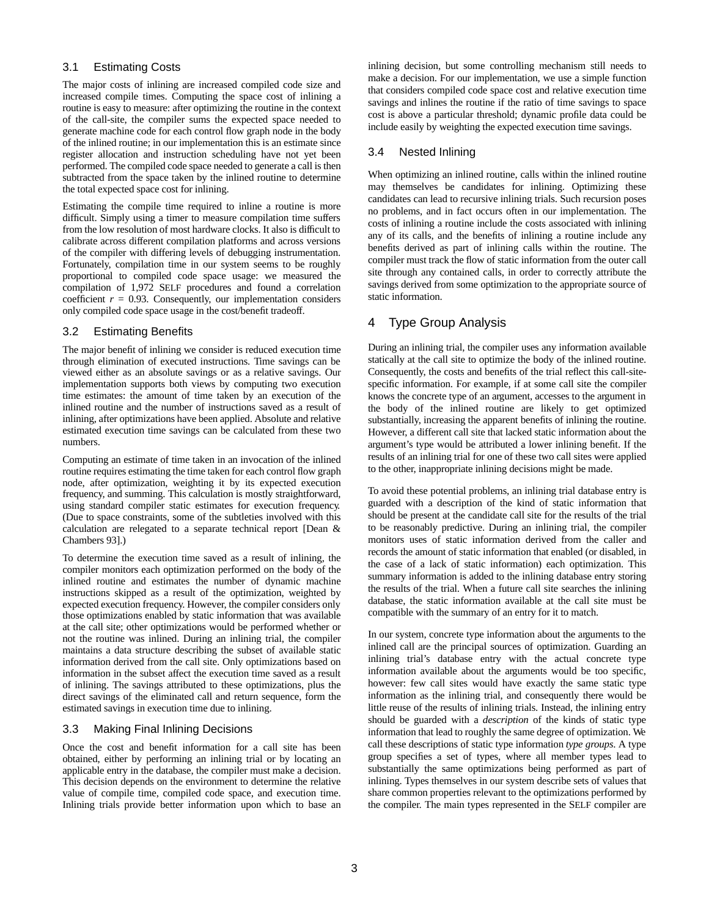### 3.1 Estimating Costs

The major costs of inlining are increased compiled code size and increased compile times. Computing the space cost of inlining a routine is easy to measure: after optimizing the routine in the context of the call-site, the compiler sums the expected space needed to generate machine code for each control flow graph node in the body of the inlined routine; in our implementation this is an estimate since register allocation and instruction scheduling have not yet been performed. The compiled code space needed to generate a call is then subtracted from the space taken by the inlined routine to determine the total expected space cost for inlining.

Estimating the compile time required to inline a routine is more difficult. Simply using a timer to measure compilation time suffers from the low resolution of most hardware clocks. It also is difficult to calibrate across different compilation platforms and across versions of the compiler with differing levels of debugging instrumentation. Fortunately, compilation time in our system seems to be roughly proportional to compiled code space usage: we measured the compilation of 1,972 SELF procedures and found a correlation coefficient $r = 0.93$. Consequently, our implementation considers only compiled code space usage in the cost/benefit tradeoff.

### 3.2 Estimating Benefits

The major benefit of inlining we consider is reduced execution time through elimination of executed instructions. Time savings can be viewed either as an absolute savings or as a relative savings. Our implementation supports both views by computing two execution time estimates: the amount of time taken by an execution of the inlined routine and the number of instructions saved as a result of inlining, after optimizations have been applied. Absolute and relative estimated execution time savings can be calculated from these two numbers.

Computing an estimate of time taken in an invocation of the inlined routine requires estimating the time taken for each control flow graph node, after optimization, weighting it by its expected execution frequency, and summing. This calculation is mostly straightforward, using standard compiler static estimates for execution frequency. (Due to space constraints, some of the subtleties involved with this calculation are relegated to a separate technical report [Dean & Chambers 93].)

To determine the execution time saved as a result of inlining, the compiler monitors each optimization performed on the body of the inlined routine and estimates the number of dynamic machine instructions skipped as a result of the optimization, weighted by expected execution frequency. However, the compiler considers only those optimizations enabled by static information that was available at the call site; other optimizations would be performed whether or not the routine was inlined. During an inlining trial, the compiler maintains a data structure describing the subset of available static information derived from the call site. Only optimizations based on information in the subset affect the execution time saved as a result of inlining. The savings attributed to these optimizations, plus the direct savings of the eliminated call and return sequence, form the estimated savings in execution time due to inlining.

### 3.3 Making Final Inlining Decisions

Once the cost and benefit information for a call site has been obtained, either by performing an inlining trial or by locating an applicable entry in the database, the compiler must make a decision. This decision depends on the environment to determine the relative value of compile time, compiled code space, and execution time. Inlining trials provide better information upon which to base an inlining decision, but some controlling mechanism still needs to make a decision. For our implementation, we use a simple function that considers compiled code space cost and relative execution time savings and inlines the routine if the ratio of time savings to space cost is above a particular threshold; dynamic profile data could be include easily by weighting the expected execution time savings.

### 3.4 Nested Inlining

When optimizing an inlined routine, calls within the inlined routine may themselves be candidates for inlining. Optimizing these candidates can lead to recursive inlining trials. Such recursion poses no problems, and in fact occurs often in our implementation. The costs of inlining a routine include the costs associated with inlining any of its calls, and the benefits of inlining a routine include any benefits derived as part of inlining calls within the routine. The compiler must track the flow of static information from the outer call site through any contained calls, in order to correctly attribute the savings derived from some optimization to the appropriate source of static information.

## 4 Type Group Analysis

During an inlining trial, the compiler uses any information available statically at the call site to optimize the body of the inlined routine. Consequently, the costs and benefits of the trial reflect this call-site-specific information. For example, if at some call site the compiler knows the concrete type of an argument, accesses to the argument in the body of the inlined routine are likely to get optimized substantially, increasing the apparent benefits of inlining the routine. However, a different call site that lacked static information about the argument's type would be attributed a lower inlining benefit. If the results of an inlining trial for one of these two call sites were applied to the other, inappropriate inlining decisions might be made.

To avoid these potential problems, an inlining trial database entry is guarded with a description of the kind of static information that should be present at the candidate call site for the results of the trial to be reasonably predictive. During an inlining trial, the compiler monitors uses of static information derived from the caller and records the amount of static information that enabled (or disabled, in the case of a lack of static information) each optimization. This summary information is added to the inlining database entry storing the results of the trial. When a future call site searches the inlining database, the static information available at the call site must be compatible with the summary of an entry for it to match.

In our system, concrete type information about the arguments to the inlined call are the principal sources of optimization. Guarding an inlining trial's database entry with the actual concrete type information available about the arguments would be too specific, however: few call sites would have exactly the same static type information as the inlining trial, and consequently there would be little reuse of the results of inlining trials. Instead, the inlining entry should be guarded with a *description* of the kinds of static type information that lead to roughly the same degree of optimization. We call these descriptions of static type information *type groups*. A type group specifies a set of types, where all member types lead to substantially the same optimizations being performed as part of inlining. Types themselves in our system describe sets of values that share common properties relevant to the optimizations performed by the compiler. The main types represented in the SELF compiler are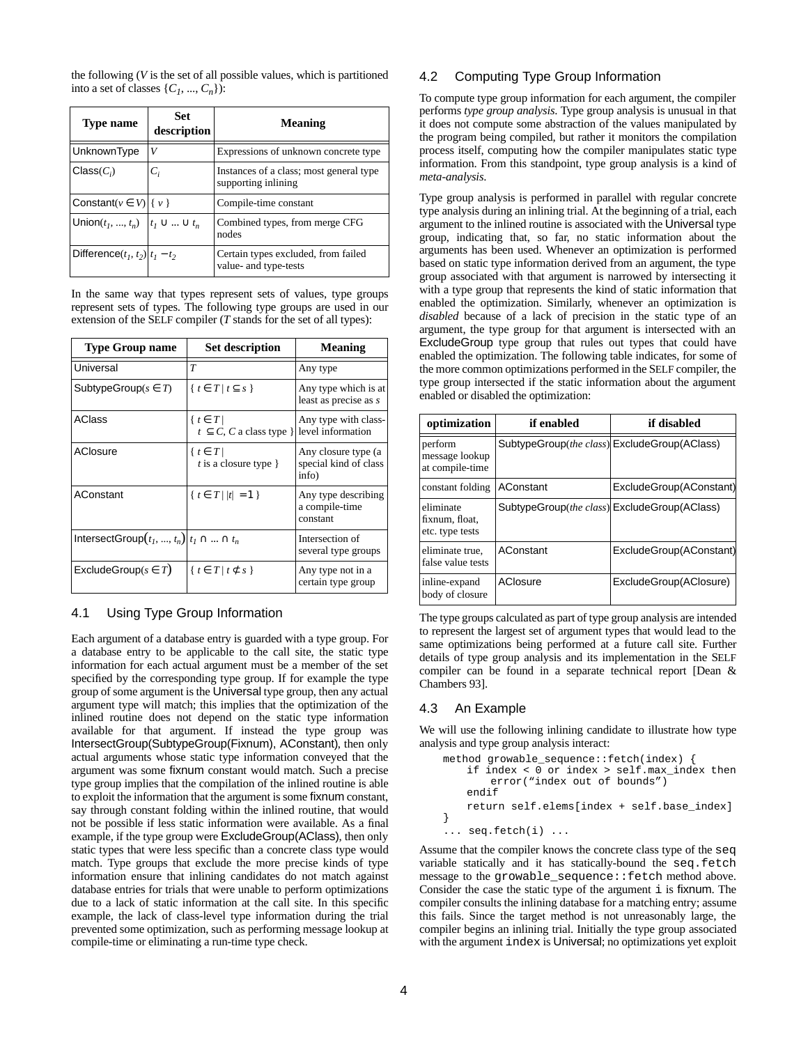the following ($V$ is the set of all possible values, which is partitioned into a set of classes $\{C_1, ..., C_n\}$):

| Type name | Set description | Meaning |
|---|---|---|
| UnknownType | $V$ | Expressions of unknown concrete type |
| Class($C_i$) | $C_i$ | Instances of a class; most general type supporting inlining |
| Constant($v \in V$) | $\{ v \}$ | Compile-time constant |
| Union($t_1, ..., t_n$) | $t_1 \cup ... \cup t_n$ | Combined types, from merge CFG nodes |
| Difference($t_1, t_2$) | $t_1 - t_2$ | Certain types excluded, from failed value- and type-tests |

In the same way that types represent sets of values, type groups represent sets of types. The following type groups are used in our extension of the SELF compiler ($T$ stands for the set of all types):

| Type Group name | Set description | Meaning |
|---|---|---|
| Universal | $T$ | Any type |
| SubtypeGroup($s \in T$) | $\{ t \in T \mid t \subseteq s \}$ | Any type which is at least as precise as $s$ |
| AClass | $\{ t \in T \mid t \subseteq C, C$ a class type $\}$ | Any type with class-level information |
| AClosure | $\{ t \in T \mid t$ is a closure type $\}$ | Any closure type (a special kind of class info) |
| AConstant | $\{ t \in T \mid \|t\| = 1 \}$ | Any type describing a compile-time constant |
| IntersectGroup($t_1, ..., t_n$) | $t_1 \cap ... \cap t_n$ | Intersection of several type groups |
| ExcludeGroup($s \in T$) | $\{ t \in T \mid t \not\subseteq s \}$ | Any type not in a certain type group |

### 4.1 Using Type Group Information

Each argument of a database entry is guarded with a type group. For a database entry to be applicable to the call site, the static type information for each actual argument must be a member of the set specified by the corresponding type group. If for example the type group of some argument is the Universal type group, then any actual argument type will match; this implies that the optimization of the inlined routine does not depend on the static type information available for that argument. If instead the type group was IntersectGroup(SubtypeGroup(Fixnum), AConstant), then only actual arguments whose static type information conveyed that the argument was some fixnum constant would match. Such a precise type group implies that the compilation of the inlined routine is able to exploit the information that the argument is some fixnum constant, say through constant folding within the inlined routine, that would not be possible if less static information were available. As a final example, if the type group were ExcludeGroup(AClass), then only static types that were less specific than a concrete class type would match. Type groups that exclude the more precise kinds of type information ensure that inlining candidates do not match against database entries for trials that were unable to perform optimizations due to a lack of static information at the call site. In this specific example, the lack of class-level type information during the trial prevented some optimization, such as performing message lookup at compile-time or eliminating a run-time type check.

### 4.2 Computing Type Group Information

To compute type group information for each argument, the compiler performs *type group analysis*. Type group analysis is unusual in that it does not compute some abstraction of the values manipulated by the program being compiled, but rather it monitors the compilation process itself, computing how the compiler manipulates static type information. From this standpoint, type group analysis is a kind of *meta-analysis*.

Type group analysis is performed in parallel with regular concrete type analysis during an inlining trial. At the beginning of a trial, each argument to the inlined routine is associated with the Universal type group, indicating that, so far, no static information about the arguments has been used. Whenever an optimization is performed based on static type information derived from an argument, the type group associated with that argument is narrowed by intersecting it with a type group that represents the kind of static information that enabled the optimization. Similarly, whenever an optimization is *disabled* because of a lack of precision in the static type of an argument, the type group for that argument is intersected with an ExcludeGroup type group that rules out types that could have enabled the optimization. The following table indicates, for some of the more common optimizations performed in the SELF compiler, the type group intersected if the static information about the argument enabled or disabled the optimization:

| optimization | if enabled | if disabled |
|---|---|---|
| perform message lookup at compile-time | SubtypeGroup(*the class*) | ExcludeGroup(AClass) |
| constant folding | AConstant | ExcludeGroup(AConstant) |
| eliminate fixnum, float, etc. type tests | SubtypeGroup(*the class*) | ExcludeGroup(AClass) |
| eliminate true, false value tests | AConstant | ExcludeGroup(AConstant) |
| inline-expand body of closure | AClosure | ExcludeGroup(AClosure) |

The type groups calculated as part of type group analysis are intended to represent the largest set of argument types that would lead to the same optimizations being performed at a future call site. Further details of type group analysis and its implementation in the SELF compiler can be found in a separate technical report [Dean & Chambers 93].

### 4.3 An Example

We will use the following inlining candidate to illustrate how type analysis and type group analysis interact:

```
method growable_sequence::fetch(index) {
    if index < 0 or index > self.max_index then
        error("index out of bounds")
    endif
    return self.elems[index + self.base_index]
}
... seq.fetch(i) ...
```

Assume that the compiler knows the concrete class type of the `seq` variable statically and it has statically-bound the `seq.fetch` message to the `growable_sequence::fetch` method above. Consider the case the static type of the argument `i` is fixnum. The compiler consults the inlining database for a matching entry; assume this fails. Since the target method is not unreasonably large, the compiler begins an inlining trial. Initially the type group associated with the argument `index` is Universal; no optimizations yet exploit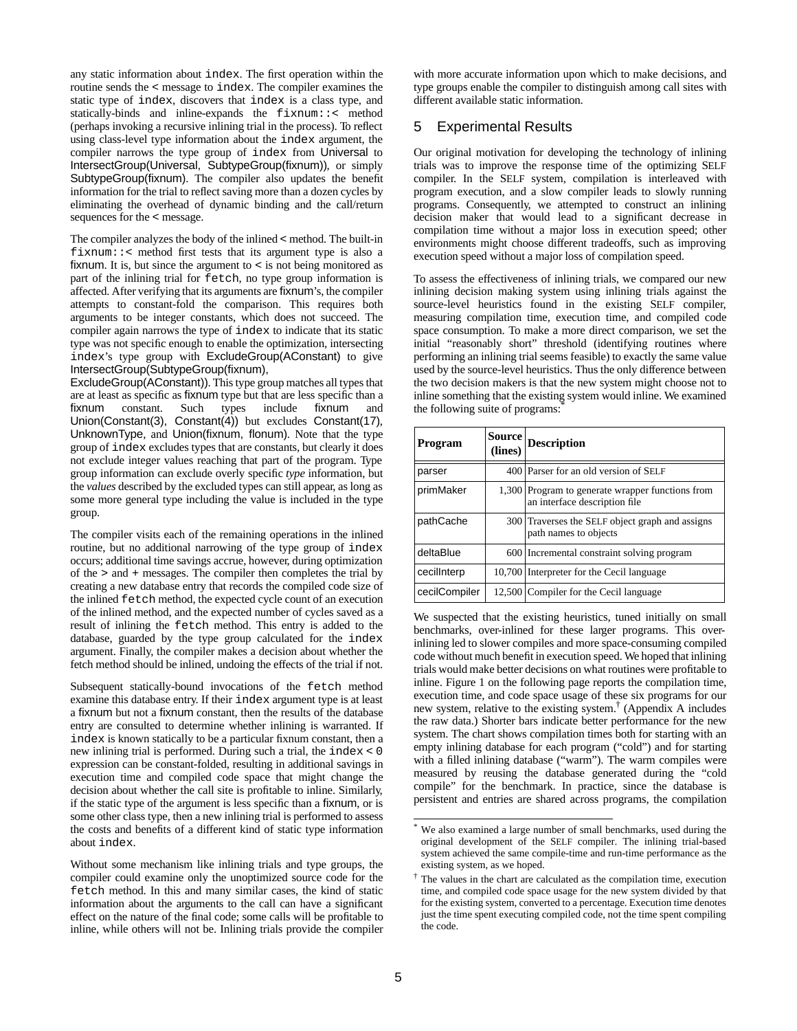any static information about `index`. The first operation within the routine sends the `<` message to `index`. The compiler examines the static type of `index`, discovers that `index` is a class type, and statically-binds and inline-expands the `fixnum::<` method (perhaps invoking a recursive inlining trial in the process). To reflect using class-level type information about the `index` argument, the compiler narrows the type group of `index` from Universal to IntersectGroup(Universal, SubtypeGroup(fixnum)), or simply SubtypeGroup(fixnum). The compiler also updates the benefit information for the trial to reflect saving more than a dozen cycles by eliminating the overhead of dynamic binding and the call/return sequences for the `<` message.

The compiler analyzes the body of the inlined `<` method. The built-in `fixnum::<` method first tests that its argument type is also a fixnum. It is, but since the argument to `<` is not being monitored as part of the inlining trial for `fetch`, no type group information is affected. After verifying that its arguments are fixnum's, the compiler attempts to constant-fold the comparison. This requires both arguments to be integer constants, which does not succeed. The compiler again narrows the type of `index` to indicate that its static type was not specific enough to enable the optimization, intersecting `index`'s type group with ExcludeGroup(AConstant) to give IntersectGroup(SubtypeGroup(fixnum), ExcludeGroup(AConstant)). This type group matches all types that are at least as specific as fixnum type but that are less specific than a fixnum constant. Such types include fixnum and Union(Constant(3), Constant(4)) but excludes Constant(17), UnknownType, and Union(fixnum, flonum). Note that the type group of `index` excludes types that are constants, but clearly it does not exclude integer values reaching that part of the program. Type group information can exclude overly specific *type* information, but the *values* described by the excluded types can still appear, as long as some more general type including the value is included in the type group.

The compiler visits each of the remaining operations in the inlined routine, but no additional narrowing of the type group of `index` occurs; additional time savings accrue, however, during optimization of the `>` and `+` messages. The compiler then completes the trial by creating a new database entry that records the compiled code size of the inlined `fetch` method, the expected cycle count of an execution of the inlined method, and the expected number of cycles saved as a result of inlining the `fetch` method. This entry is added to the database, guarded by the type group calculated for the `index` argument. Finally, the compiler makes a decision about whether the fetch method should be inlined, undoing the effects of the trial if not.

Subsequent statically-bound invocations of the `fetch` method examine this database entry. If their `index` argument type is at least a fixnum but not a fixnum constant, then the results of the database entry are consulted to determine whether inlining is warranted. If `index` is known statically to be a particular fixnum constant, then a new inlining trial is performed. During such a trial, the `index < 0` expression can be constant-folded, resulting in additional savings in execution time and compiled code space that might change the decision about whether the call site is profitable to inline. Similarly, if the static type of the argument is less specific than a fixnum, or is some other class type, then a new inlining trial is performed to assess the costs and benefits of a different kind of static type information about `index`.

Without some mechanism like inlining trials and type groups, the compiler could examine only the unoptimized source code for the `fetch` method. In this and many similar cases, the kind of static information about the arguments to the call can have a significant effect on the nature of the final code; some calls will be profitable to inline, while others will not be. Inlining trials provide the compiler with more accurate information upon which to make decisions, and type groups enable the compiler to distinguish among call sites with different available static information.

## 5 Experimental Results

Our original motivation for developing the technology of inlining trials was to improve the response time of the optimizing SELF compiler. In the SELF system, compilation is interleaved with program execution, and a slow compiler leads to slowly running programs. Consequently, we attempted to construct an inlining decision maker that would lead to a significant decrease in compilation time without a major loss in execution speed; other environments might choose different tradeoffs, such as improving execution speed without a major loss of compilation speed.

To assess the effectiveness of inlining trials, we compared our new inlining decision making system using inlining trials against the source-level heuristics found in the existing SELF compiler, measuring compilation time, execution time, and compiled code space consumption. To make a more direct comparison, we set the initial "reasonably short" threshold (identifying routines where performing an inlining trial seems feasible) to exactly the same value used by the source-level heuristics. Thus the only difference between the two decision makers is that the new system might choose not to inline something that the existing system would inline. We examined the following suite of programs:*

| Program | Source (lines) | Description |
|---|---|---|
| parser | 400 | Parser for an old version of SELF |
| primMaker | 1,300 | Program to generate wrapper functions from an interface description file |
| pathCache | 300 | Traverses the SELF object graph and assigns path names to objects |
| deltaBlue | 600 | Incremental constraint solving program |
| cecilInterp | 10,700 | Interpreter for the Cecil language |
| cecilCompiler | 12,500 | Compiler for the Cecil language |

We suspected that the existing heuristics, tuned initially on small benchmarks, over-inlined for these larger programs. This over-inlining led to slower compiles and more space-consuming compiled code without much benefit in execution speed. We hoped that inlining trials would make better decisions on what routines were profitable to inline. Figure 1 on the following page reports the compilation time, execution time, and code space usage of these six programs for our new system, relative to the existing system.† (Appendix A includes the raw data.) Shorter bars indicate better performance for the new system. The chart shows compilation times both for starting with an empty inlining database for each program ("cold") and for starting with a filled inlining database ("warm"). The warm compiles were measured by reusing the database generated during the "cold compile" for the benchmark. In practice, since the database is persistent and entries are shared across programs, the compilation

---

* We also examined a large number of small benchmarks, used during the original development of the SELF compiler. The inlining trial-based system achieved the same compile-time and run-time performance as the existing system, as we hoped.

† The values in the chart are calculated as the compilation time, execution time, and compiled code space usage for the new system divided by that for the existing system, converted to a percentage. Execution time denotes just the time spent executing compiled code, not the time spent compiling the code.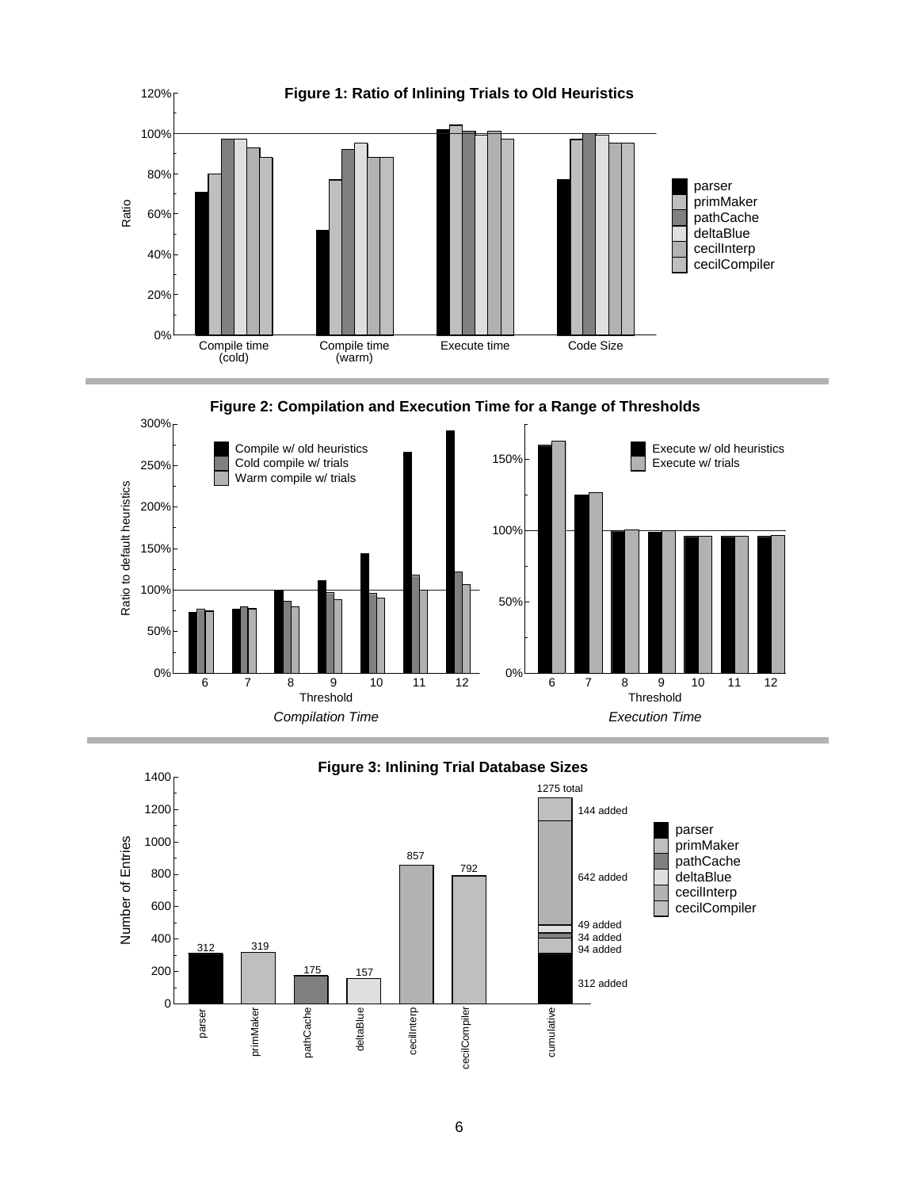**Figure 1: Ratio of Inlining Trials to Old Heuristics**

**Figure 2: Compilation and Execution Time for a Range of Thresholds**

*Compilation Time*

*Execution Time*

**Figure 3: Inlining Trial Database Sizes**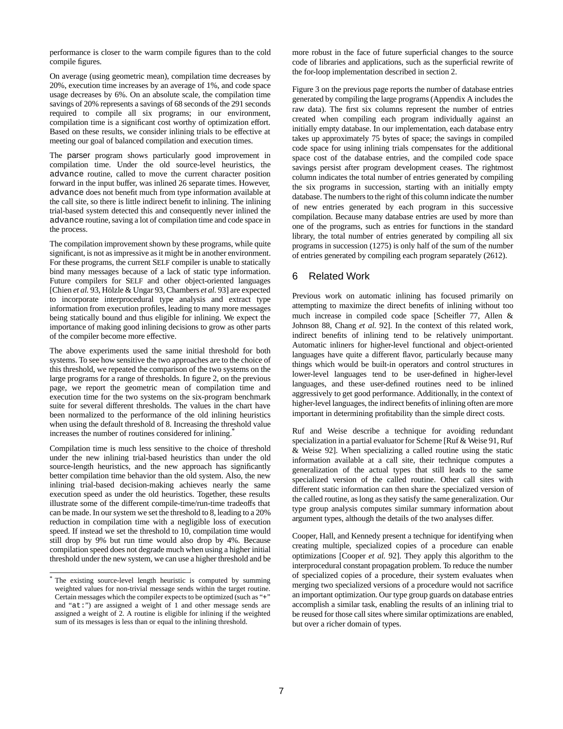performance is closer to the warm compile figures than to the cold compile figures.

On average (using geometric mean), compilation time decreases by 20%, execution time increases by an average of 1%, and code space usage decreases by 6%. On an absolute scale, the compilation time savings of 20% represents a savings of 68 seconds of the 291 seconds required to compile all six programs; in our environment, compilation time is a significant cost worthy of optimization effort. Based on these results, we consider inlining trials to be effective at meeting our goal of balanced compilation and execution times.

The `parser` program shows particularly good improvement in compilation time. Under the old source-level heuristics, the `advance` routine, called to move the current character position forward in the input buffer, was inlined 26 separate times. However, `advance` does not benefit much from type information available at the call site, so there is little indirect benefit to inlining. The inlining trial-based system detected this and consequently never inlined the `advance` routine, saving a lot of compilation time and code space in the process.

The compilation improvement shown by these programs, while quite significant, is not as impressive as it might be in another environment. For these programs, the current SELF compiler is unable to statically bind many messages because of a lack of static type information. Future compilers for SELF and other object-oriented languages [Chien *et al.* 93, Hölzle & Ungar 93, Chambers *et al.* 93] are expected to incorporate interprocedural type analysis and extract type information from execution profiles, leading to many more messages being statically bound and thus eligible for inlining. We expect the importance of making good inlining decisions to grow as other parts of the compiler become more effective.

The above experiments used the same initial threshold for both systems. To see how sensitive the two approaches are to the choice of this threshold, we repeated the comparison of the two systems on the large programs for a range of thresholds. In figure 2, on the previous page, we report the geometric mean of compilation time and execution time for the two systems on the six-program benchmark suite for several different thresholds. The values in the chart have been normalized to the performance of the old inlining heuristics when using the default threshold of 8. Increasing the threshold value increases the number of routines considered for inlining.*

Compilation time is much less sensitive to the choice of threshold under the new inlining trial-based heuristics than under the old source-length heuristics, and the new approach has significantly better compilation time behavior than the old system. Also, the new inlining trial-based decision-making achieves nearly the same execution speed as under the old heuristics. Together, these results illustrate some of the different compile-time/run-time tradeoffs that can be made. In our system we set the threshold to 8, leading to a 20% reduction in compilation time with a negligible loss of execution speed. If instead we set the threshold to 10, compilation time would still drop by 9% but run time would also drop by 4%. Because compilation speed does not degrade much when using a higher initial threshold under the new system, we can use a higher threshold and be more robust in the face of future superficial changes to the source code of libraries and applications, such as the superficial rewrite of the for-loop implementation described in section 2.

Figure 3 on the previous page reports the number of database entries generated by compiling the large programs (Appendix A includes the raw data). The first six columns represent the number of entries created when compiling each program individually against an initially empty database. In our implementation, each database entry takes up approximately 75 bytes of space; the savings in compiled code space for using inlining trials compensates for the additional space cost of the database entries, and the compiled code space savings persist after program development ceases. The rightmost column indicates the total number of entries generated by compiling the six programs in succession, starting with an initially empty database. The numbers to the right of this column indicate the number of new entries generated by each program in this successive compilation. Because many database entries are used by more than one of the programs, such as entries for functions in the standard library, the total number of entries generated by compiling all six programs in succession (1275) is only half of the sum of the number of entries generated by compiling each program separately (2612).

## 6 Related Work

Previous work on automatic inlining has focused primarily on attempting to maximize the direct benefits of inlining without too much increase in compiled code space [Scheifler 77, Allen & Johnson 88, Chang *et al.* 92]. In the context of this related work, indirect benefits of inlining tend to be relatively unimportant. Automatic inliners for higher-level functional and object-oriented languages have quite a different flavor, particularly because many things which would be built-in operators and control structures in lower-level languages tend to be user-defined in higher-level languages, and these user-defined routines need to be inlined aggressively to get good performance. Additionally, in the context of higher-level languages, the indirect benefits of inlining often are more important in determining profitability than the simple direct costs.

Ruf and Weise describe a technique for avoiding redundant specialization in a partial evaluator for Scheme [Ruf & Weise 91, Ruf & Weise 92]. When specializing a called routine using the static information available at a call site, their technique computes a generalization of the actual types that still leads to the same specialized version of the called routine. Other call sites with different static information can then share the specialized version of the called routine, as long as they satisfy the same generalization. Our type group analysis computes similar summary information about argument types, although the details of the two analyses differ.

Cooper, Hall, and Kennedy present a technique for identifying when creating multiple, specialized copies of a procedure can enable optimizations [Cooper *et al.* 92]. They apply this algorithm to the interprocedural constant propagation problem. To reduce the number of specialized copies of a procedure, their system evaluates when merging two specialized versions of a procedure would not sacrifice an important optimization. Our type group guards on database entries accomplish a similar task, enabling the results of an inlining trial to be reused for those call sites where similar optimizations are enabled, but over a richer domain of types.

---

* The existing source-level length heuristic is computed by summing weighted values for non-trivial message sends within the target routine. Certain messages which the compiler expects to be optimized (such as "`+`" and "`at:`") are assigned a weight of 1 and other message sends are assigned a weight of 2. A routine is eligible for inlining if the weighted sum of its messages is less than or equal to the inlining threshold.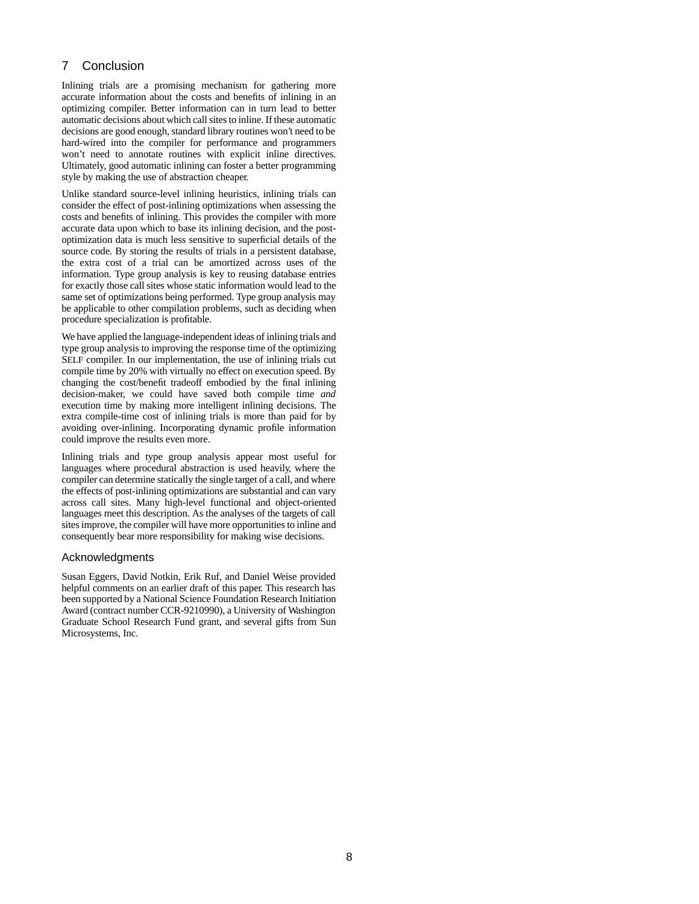## 7 Conclusion

Inlining trials are a promising mechanism for gathering more accurate information about the costs and benefits of inlining in an optimizing compiler. Better information can in turn lead to better automatic decisions about which call sites to inline. If these automatic decisions are good enough, standard library routines won't need to be hard-wired into the compiler for performance and programmers won't need to annotate routines with explicit inline directives. Ultimately, good automatic inlining can foster a better programming style by making the use of abstraction cheaper.

Unlike standard source-level inlining heuristics, inlining trials can consider the effect of post-inlining optimizations when assessing the costs and benefits of inlining. This provides the compiler with more accurate data upon which to base its inlining decision, and the post-optimization data is much less sensitive to superficial details of the source code. By storing the results of trials in a persistent database, the extra cost of a trial can be amortized across uses of the information. Type group analysis is key to reusing database entries for exactly those call sites whose static information would lead to the same set of optimizations being performed. Type group analysis may be applicable to other compilation problems, such as deciding when procedure specialization is profitable.

We have applied the language-independent ideas of inlining trials and type group analysis to improving the response time of the optimizing SELF compiler. In our implementation, the use of inlining trials cut compile time by 20% with virtually no effect on execution speed. By changing the cost/benefit tradeoff embodied by the final inlining decision-maker, we could have saved both compile time *and* execution time by making more intelligent inlining decisions. The extra compile-time cost of inlining trials is more than paid for by avoiding over-inlining. Incorporating dynamic profile information could improve the results even more.

Inlining trials and type group analysis appear most useful for languages where procedural abstraction is used heavily, where the compiler can determine statically the single target of a call, and where the effects of post-inlining optimizations are substantial and can vary across call sites. Many high-level functional and object-oriented languages meet this description. As the analyses of the targets of call sites improve, the compiler will have more opportunities to inline and consequently bear more responsibility for making wise decisions.

### Acknowledgments

Susan Eggers, David Notkin, Erik Ruf, and Daniel Weise provided helpful comments on an earlier draft of this paper. This research has been supported by a National Science Foundation Research Initiation Award (contract number CCR-9210990), a University of Washington Graduate School Research Fund grant, and several gifts from Sun Microsystems, Inc.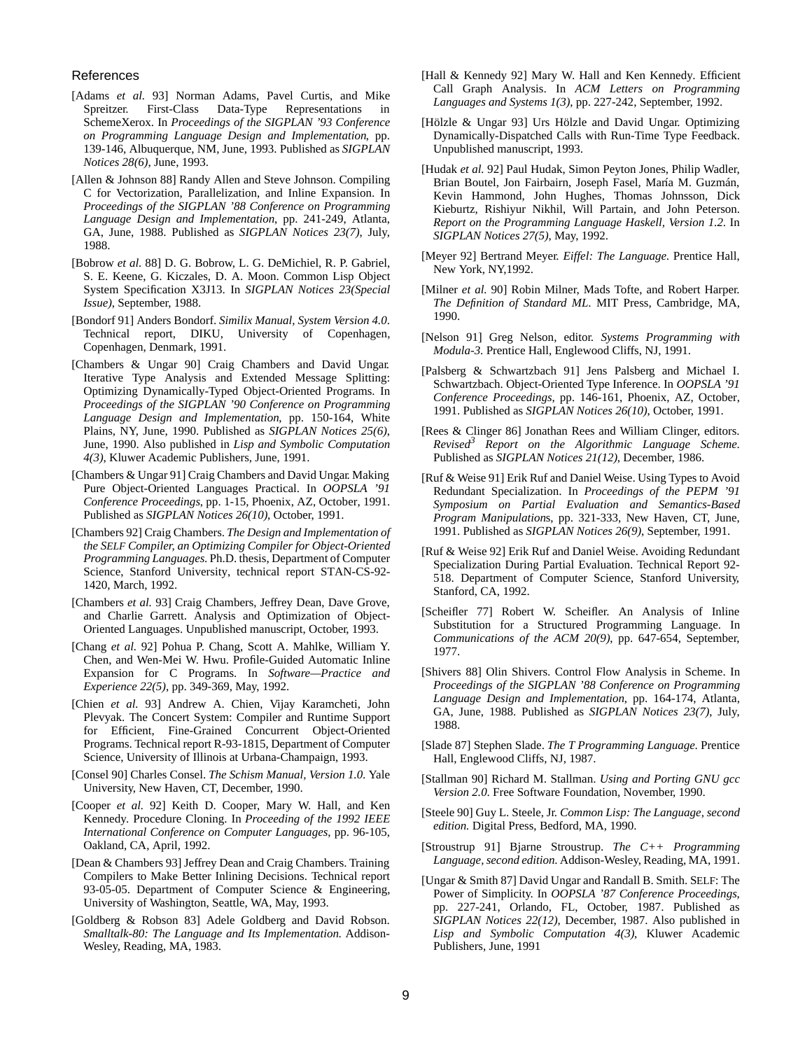## References

[Adams *et al.* 93] Norman Adams, Pavel Curtis, and Mike Spreitzer. First-Class Data-Type Representations in SchemeXerox. In *Proceedings of the SIGPLAN '93 Conference on Programming Language Design and Implementation*, pp. 139-146, Albuquerque, NM, June, 1993. Published as *SIGPLAN Notices 28(6)*, June, 1993.

[Allen & Johnson 88] Randy Allen and Steve Johnson. Compiling C for Vectorization, Parallelization, and Inline Expansion. In *Proceedings of the SIGPLAN '88 Conference on Programming Language Design and Implementation*, pp. 241-249, Atlanta, GA, June, 1988. Published as *SIGPLAN Notices 23(7)*, July, 1988.

[Bobrow *et al.* 88] D. G. Bobrow, L. G. DeMichiel, R. P. Gabriel, S. E. Keene, G. Kiczales, D. A. Moon. Common Lisp Object System Specification X3J13. In *SIGPLAN Notices 23(Special Issue)*, September, 1988.

[Bondorf 91] Anders Bondorf. *Similix Manual, System Version 4.0*. Technical report, DIKU, University of Copenhagen, Copenhagen, Denmark, 1991.

[Chambers & Ungar 90] Craig Chambers and David Ungar. Iterative Type Analysis and Extended Message Splitting: Optimizing Dynamically-Typed Object-Oriented Programs. In *Proceedings of the SIGPLAN '90 Conference on Programming Language Design and Implementation*, pp. 150-164, White Plains, NY, June, 1990. Published as *SIGPLAN Notices 25(6)*, June, 1990. Also published in *Lisp and Symbolic Computation 4(3)*, Kluwer Academic Publishers, June, 1991.

[Chambers & Ungar 91] Craig Chambers and David Ungar. Making Pure Object-Oriented Languages Practical. In *OOPSLA '91 Conference Proceedings*, pp. 1-15, Phoenix, AZ, October, 1991. Published as *SIGPLAN Notices 26(10)*, October, 1991.

[Chambers 92] Craig Chambers. *The Design and Implementation of the SELF Compiler, an Optimizing Compiler for Object-Oriented Programming Languages.* Ph.D. thesis, Department of Computer Science, Stanford University, technical report STAN-CS-92-1420, March, 1992.

[Chambers *et al.* 93] Craig Chambers, Jeffrey Dean, Dave Grove, and Charlie Garrett. Analysis and Optimization of Object-Oriented Languages. Unpublished manuscript, October, 1993.

[Chang *et al.* 92] Pohua P. Chang, Scott A. Mahlke, William Y. Chen, and Wen-Mei W. Hwu. Profile-Guided Automatic Inline Expansion for C Programs. In *Software—Practice and Experience 22(5)*, pp. 349-369, May, 1992.

[Chien *et al.* 93] Andrew A. Chien, Vijay Karamcheti, John Plevyak. The Concert System: Compiler and Runtime Support for Efficient, Fine-Grained Concurrent Object-Oriented Programs. Technical report R-93-1815, Department of Computer Science, University of Illinois at Urbana-Champaign, 1993.

[Consel 90] Charles Consel. *The Schism Manual, Version 1.0*. Yale University, New Haven, CT, December, 1990.

[Cooper *et al.* 92] Keith D. Cooper, Mary W. Hall, and Ken Kennedy. Procedure Cloning. In *Proceeding of the 1992 IEEE International Conference on Computer Languages*, pp. 96-105, Oakland, CA, April, 1992.

[Dean & Chambers 93] Jeffrey Dean and Craig Chambers. Training Compilers to Make Better Inlining Decisions. Technical report 93-05-05. Department of Computer Science & Engineering, University of Washington, Seattle, WA, May, 1993.

[Goldberg & Robson 83] Adele Goldberg and David Robson. *Smalltalk-80: The Language and Its Implementation.* Addison-Wesley, Reading, MA, 1983.

[Hall & Kennedy 92] Mary W. Hall and Ken Kennedy. Efficient Call Graph Analysis. In *ACM Letters on Programming Languages and Systems 1(3)*, pp. 227-242, September, 1992.

[Hölzle & Ungar 93] Urs Hölzle and David Ungar. Optimizing Dynamically-Dispatched Calls with Run-Time Type Feedback. Unpublished manuscript, 1993.

[Hudak *et al.* 92] Paul Hudak, Simon Peyton Jones, Philip Wadler, Brian Boutel, Jon Fairbairn, Joseph Fasel, María M. Guzmán, Kevin Hammond, John Hughes, Thomas Johnsson, Dick Kieburtz, Rishiyur Nikhil, Will Partain, and John Peterson. *Report on the Programming Language Haskell, Version 1.2*. In *SIGPLAN Notices 27(5)*, May, 1992.

[Meyer 92] Bertrand Meyer. *Eiffel: The Language.* Prentice Hall, New York, NY,1992.

[Milner *et al.* 90] Robin Milner, Mads Tofte, and Robert Harper. *The Definition of Standard ML*. MIT Press, Cambridge, MA, 1990.

[Nelson 91] Greg Nelson, editor. *Systems Programming with Modula-3*. Prentice Hall, Englewood Cliffs, NJ, 1991.

[Palsberg & Schwartzbach 91] Jens Palsberg and Michael I. Schwartzbach. Object-Oriented Type Inference. In *OOPSLA '91 Conference Proceedings*, pp. 146-161, Phoenix, AZ, October, 1991. Published as *SIGPLAN Notices 26(10)*, October, 1991.

[Rees & Clinger 86] Jonathan Rees and William Clinger, editors. *Revised$^3$ Report on the Algorithmic Language Scheme.* Published as *SIGPLAN Notices 21(12)*, December, 1986.

[Ruf & Weise 91] Erik Ruf and Daniel Weise. Using Types to Avoid Redundant Specialization. In *Proceedings of the PEPM '91 Symposium on Partial Evaluation and Semantics-Based Program Manipulations*, pp. 321-333, New Haven, CT, June, 1991. Published as *SIGPLAN Notices 26(9)*, September, 1991.

[Ruf & Weise 92] Erik Ruf and Daniel Weise. Avoiding Redundant Specialization During Partial Evaluation. Technical Report 92-518. Department of Computer Science, Stanford University, Stanford, CA, 1992.

[Scheifler 77] Robert W. Scheifler. An Analysis of Inline Substitution for a Structured Programming Language. In *Communications of the ACM 20(9)*, pp. 647-654, September, 1977.

[Shivers 88] Olin Shivers. Control Flow Analysis in Scheme. In *Proceedings of the SIGPLAN '88 Conference on Programming Language Design and Implementation*, pp. 164-174, Atlanta, GA, June, 1988. Published as *SIGPLAN Notices 23(7)*, July, 1988.

[Slade 87] Stephen Slade. *The T Programming Language.* Prentice Hall, Englewood Cliffs, NJ, 1987.

[Stallman 90] Richard M. Stallman. *Using and Porting GNU gcc Version 2.0*. Free Software Foundation, November, 1990.

[Steele 90] Guy L. Steele, Jr. *Common Lisp: The Language, second edition.* Digital Press, Bedford, MA, 1990.

[Stroustrup 91] Bjarne Stroustrup. *The C++ Programming Language, second edition*. Addison-Wesley, Reading, MA, 1991.

[Ungar & Smith 87] David Ungar and Randall B. Smith. SELF: The Power of Simplicity. In *OOPSLA '87 Conference Proceedings*, pp. 227-241, Orlando, FL, October, 1987. Published as *SIGPLAN Notices 22(12)*, December, 1987. Also published in *Lisp and Symbolic Computation 4(3)*, Kluwer Academic Publishers, June, 1991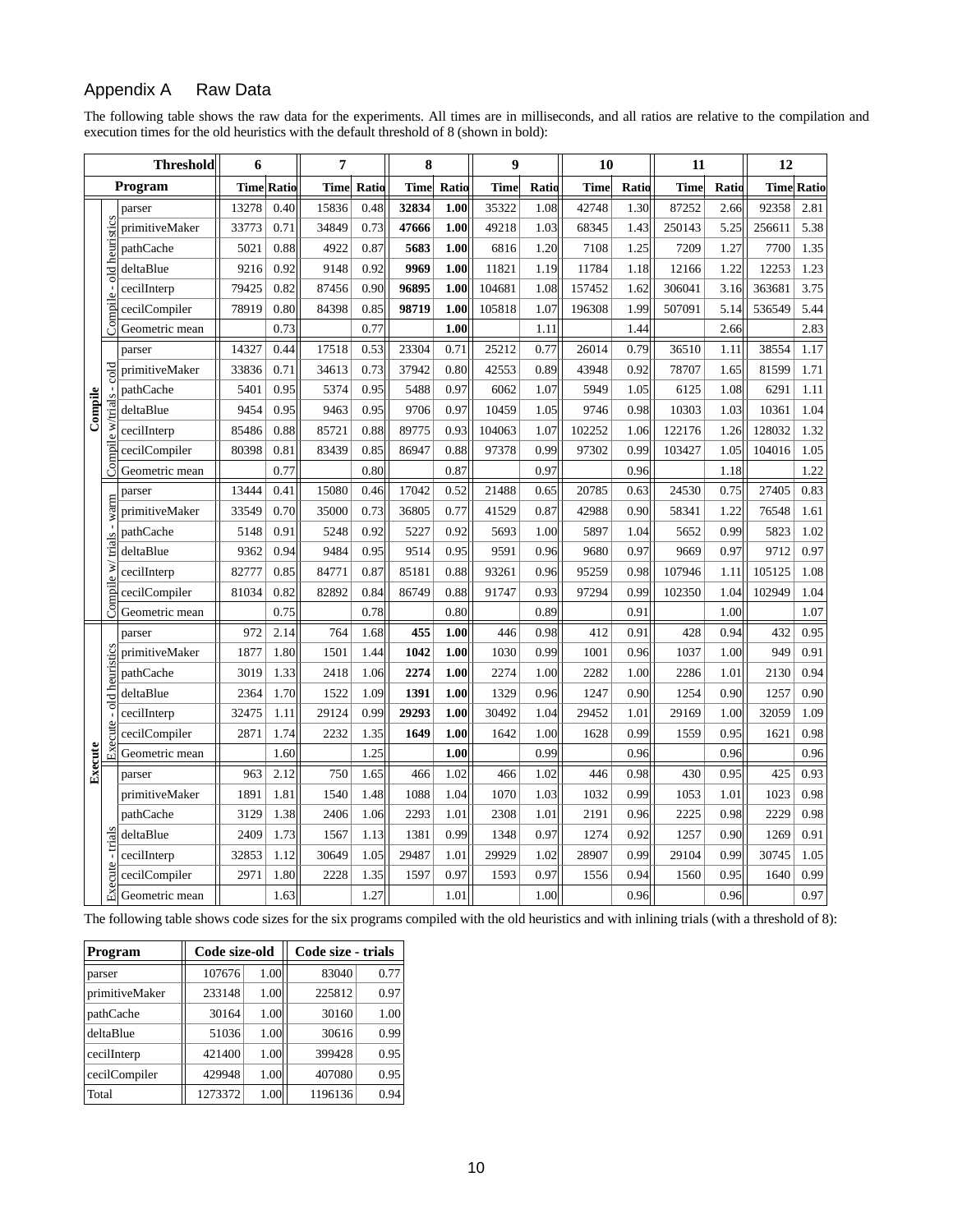## Appendix A Raw Data

The following table shows the raw data for the experiments. All times are in milliseconds, and all ratios are relative to the compilation and execution times for the old heuristics with the default threshold of 8 (shown in bold):

| | | Threshold | 6 | | 7 | | 8 | | 9 | | 10 | | 11 | | 12 | |
|---|---|---|---|---|---|---|---|---|---|---|---|---|---|---|---|---|
| | | **Program** | **Time** | **Ratio** | **Time** | **Ratio** | **Time** | **Ratio** | **Time** | **Ratio** | **Time** | **Ratio** | **Time** | **Ratio** | **Time** | **Ratio** |
| **Compile** | Compile - old heuristics | parser | 13278 | 0.40 | 15836 | 0.48 | **32834** | **1.00** | 35322 | 1.08 | 42748 | 1.30 | 87252 | 2.66 | 92358 | 2.81 |
| | | primitiveMaker | 33773 | 0.71 | 34849 | 0.73 | **47666** | **1.00** | 49218 | 1.03 | 68345 | 1.43 | 250143 | 5.25 | 256611 | 5.38 |
| | | pathCache | 5021 | 0.88 | 4922 | 0.87 | **5683** | **1.00** | 6816 | 1.20 | 7108 | 1.25 | 7209 | 1.27 | 7700 | 1.35 |
| | | deltaBlue | 9216 | 0.92 | 9148 | 0.92 | **9969** | **1.00** | 11821 | 1.19 | 11784 | 1.18 | 12166 | 1.22 | 12253 | 1.23 |
| | | cecilInterp | 79425 | 0.82 | 87456 | 0.90 | **96895** | **1.00** | 104681 | 1.08 | 157452 | 1.62 | 306041 | 3.16 | 363681 | 3.75 |
| | | cecilCompiler | 78919 | 0.80 | 84398 | 0.85 | **98719** | **1.00** | 105818 | 1.07 | 196308 | 1.99 | 507091 | 5.14 | 536549 | 5.44 |
| | | Geometric mean | | 0.73 | | 0.77 | | **1.00** | | 1.11 | | 1.44 | | 2.66 | | 2.83 |
| | Compile w/trials - cold | parser | 14327 | 0.44 | 17518 | 0.53 | 23304 | 0.71 | 25212 | 0.77 | 26014 | 0.79 | 36510 | 1.11 | 38554 | 1.17 |
| | | primitiveMaker | 33836 | 0.71 | 34613 | 0.73 | 37942 | 0.80 | 42553 | 0.89 | 43948 | 0.92 | 78707 | 1.65 | 81599 | 1.71 |
| | | pathCache | 5401 | 0.95 | 5374 | 0.95 | 5488 | 0.97 | 6062 | 1.07 | 5949 | 1.05 | 6125 | 1.08 | 6291 | 1.11 |
| | | deltaBlue | 9454 | 0.95 | 9463 | 0.95 | 9706 | 0.97 | 10459 | 1.05 | 9746 | 0.98 | 10303 | 1.03 | 10361 | 1.04 |
| | | cecilInterp | 85486 | 0.88 | 85721 | 0.88 | 89775 | 0.93 | 104063 | 1.07 | 102252 | 1.06 | 122176 | 1.26 | 128032 | 1.32 |
| | | cecilCompiler | 80398 | 0.81 | 83439 | 0.85 | 86947 | 0.88 | 97378 | 0.99 | 97302 | 0.99 | 103427 | 1.05 | 104016 | 1.05 |
| | | Geometric mean | | 0.77 | | 0.80 | | 0.87 | | 0.97 | | 0.96 | | 1.18 | | 1.22 |
| | Compile w/ trials - warm | parser | 13444 | 0.41 | 15080 | 0.46 | 17042 | 0.52 | 21488 | 0.65 | 20785 | 0.63 | 24530 | 0.75 | 27405 | 0.83 |
| | | primitiveMaker | 33549 | 0.70 | 35000 | 0.73 | 36805 | 0.77 | 41529 | 0.87 | 42988 | 0.90 | 58341 | 1.22 | 76548 | 1.61 |
| | | pathCache | 5148 | 0.91 | 5248 | 0.92 | 5227 | 0.92 | 5693 | 1.00 | 5897 | 1.04 | 5652 | 0.99 | 5823 | 1.02 |
| | | deltaBlue | 9362 | 0.94 | 9484 | 0.95 | 9514 | 0.95 | 9591 | 0.96 | 9680 | 0.97 | 9669 | 0.97 | 9712 | 0.97 |
| | | cecilInterp | 82777 | 0.85 | 84771 | 0.87 | 85181 | 0.88 | 93261 | 0.96 | 95259 | 0.98 | 107946 | 1.11 | 105125 | 1.08 |
| | | cecilCompiler | 81034 | 0.82 | 82892 | 0.84 | 86749 | 0.88 | 91747 | 0.93 | 97294 | 0.99 | 102350 | 1.04 | 102949 | 1.04 |
| | | Geometric mean | | 0.75 | | 0.78 | | 0.80 | | 0.89 | | 0.91 | | 1.00 | | 1.07 |
| **Execute** | Execute - old heuristics | parser | 972 | 2.14 | 764 | 1.68 | **455** | **1.00** | 446 | 0.98 | 412 | 0.91 | 428 | 0.94 | 432 | 0.95 |
| | | primitiveMaker | 1877 | 1.80 | 1501 | 1.44 | **1042** | **1.00** | 1030 | 0.99 | 1001 | 0.96 | 1037 | 1.00 | 949 | 0.91 |
| | | pathCache | 3019 | 1.33 | 2418 | 1.06 | **2274** | **1.00** | 2274 | 1.00 | 2282 | 1.00 | 2286 | 1.01 | 2130 | 0.94 |
| | | deltaBlue | 2364 | 1.70 | 1522 | 1.09 | **1391** | **1.00** | 1329 | 0.96 | 1247 | 0.90 | 1254 | 0.90 | 1257 | 0.90 |
| | | cecilInterp | 32475 | 1.11 | 29124 | 0.99 | **29293** | **1.00** | 30492 | 1.04 | 29452 | 1.01 | 29169 | 1.00 | 32059 | 1.09 |
| | | cecilCompiler | 2871 | 1.74 | 2232 | 1.35 | **1649** | **1.00** | 1642 | 1.00 | 1628 | 0.99 | 1559 | 0.95 | 1621 | 0.98 |
| | | Geometric mean | | 1.60 | | 1.25 | | **1.00** | | 0.99 | | 0.96 | | 0.96 | | 0.96 |
| | Execute - trials | parser | 963 | 2.12 | 750 | 1.65 | 466 | 1.02 | 466 | 1.02 | 446 | 0.98 | 430 | 0.95 | 425 | 0.93 |
| | | primitiveMaker | 1891 | 1.81 | 1540 | 1.48 | 1088 | 1.04 | 1070 | 1.03 | 1032 | 0.99 | 1053 | 1.01 | 1023 | 0.98 |
| | | pathCache | 3129 | 1.38 | 2406 | 1.06 | 2293 | 1.01 | 2308 | 1.01 | 2191 | 0.96 | 2225 | 0.98 | 2229 | 0.98 |
| | | deltaBlue | 2409 | 1.73 | 1567 | 1.13 | 1381 | 0.99 | 1348 | 0.97 | 1274 | 0.92 | 1257 | 0.90 | 1269 | 0.91 |
| | | cecilInterp | 32853 | 1.12 | 30649 | 1.05 | 29487 | 1.01 | 29929 | 1.02 | 28907 | 0.99 | 29104 | 0.99 | 30745 | 1.05 |
| | | cecilCompiler | 2971 | 1.80 | 2228 | 1.35 | 1597 | 0.97 | 1593 | 0.97 | 1556 | 0.94 | 1560 | 0.95 | 1640 | 0.99 |
| | | Geometric mean | | 1.63 | | 1.27 | | 1.01 | | 1.00 | | 0.96 | | 0.96 | | 0.97 |

The following table shows code sizes for the six programs compiled with the old heuristics and with inlining trials (with a threshold of 8):

| **Program** | **Code size-old** | | **Code size - trials** | |
|---|---|---|---|---|
| parser | 107676 | 1.00 | 83040 | 0.77 |
| primitiveMaker | 233148 | 1.00 | 225812 | 0.97 |
| pathCache | 30164 | 1.00 | 30160 | 1.00 |
| deltaBlue | 51036 | 1.00 | 30616 | 0.99 |
| cecilInterp | 421400 | 1.00 | 399428 | 0.95 |
| cecilCompiler | 429948 | 1.00 | 407080 | 0.95 |
| Total | 1273372 | 1.00 | 1196136 | 0.94 |